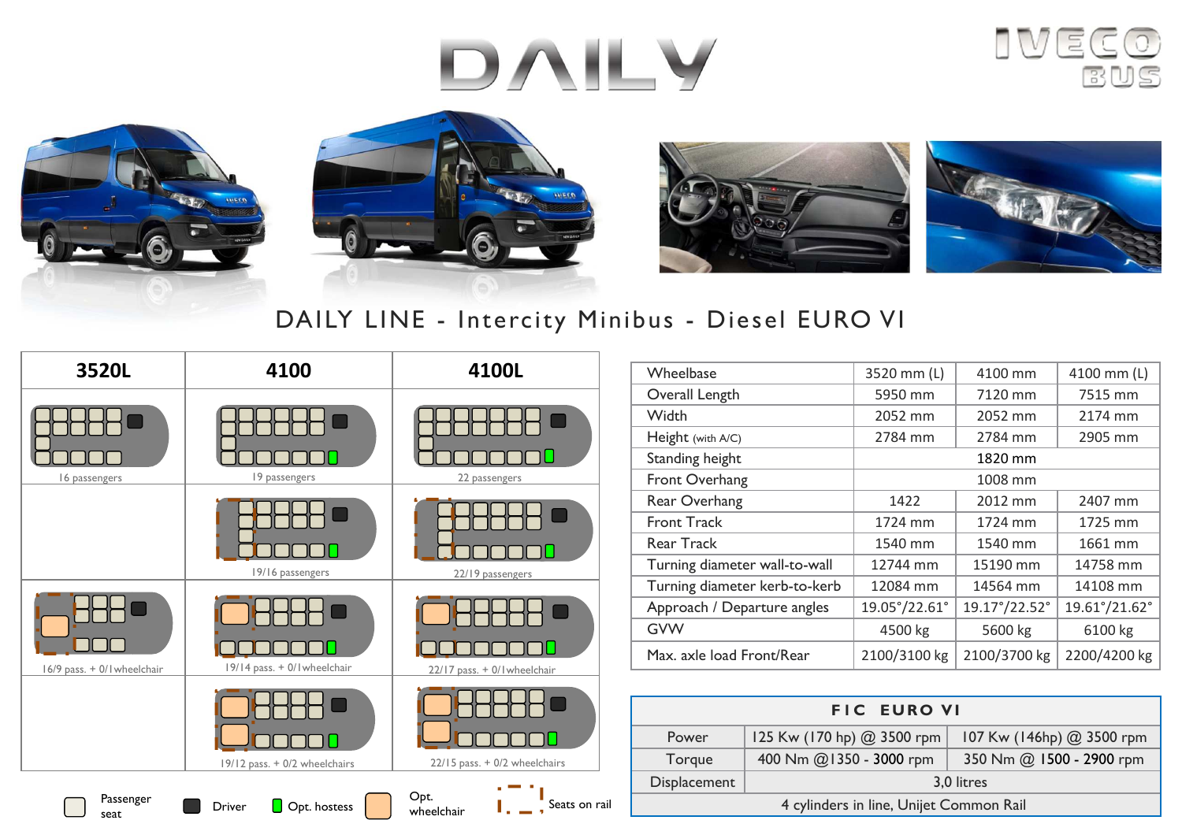# DAILY

IVECO BUS

## DAILY LINE - Intercity Minibus - Diesel EURO VI

| 3520L | 4100 | 4100L |
|---|---|---|
| 16 passengers | 19 passengers | 22 passengers |
| | 19/16 passengers | 22/19 passengers |
| 16/9 pass. + 0/1wheelchair | 19/14 pass. + 0/1wheelchair | 22/17 pass. + 0/1wheelchair |
| | 19/12 pass. + 0/2 wheelchairs | 22/15 pass. + 0/2 wheelchairs |

Passenger seat | Driver | Opt. hostess | Opt. wheelchair | Seats on rail

| Wheelbase | 3520 mm (L) | 4100 mm | 4100 mm (L) |
|---|---|---|---|
| Overall Length | 5950 mm | 7120 mm | 7515 mm |
| Width | 2052 mm | 2052 mm | 2174 mm |
| Height (with A/C) | 2784 mm | 2784 mm | 2905 mm |
| Standing height | 1820 mm | | |
| Front Overhang | 1008 mm | | |
| Rear Overhang | 1422 | 2012 mm | 2407 mm |
| Front Track | 1724 mm | 1724 mm | 1725 mm |
| Rear Track | 1540 mm | 1540 mm | 1661 mm |
| Turning diameter wall-to-wall | 12744 mm | 15190 mm | 14758 mm |
| Turning diameter kerb-to-kerb | 12084 mm | 14564 mm | 14108 mm |
| Approach / Departure angles | 19.05°/22.61° | 19.17°/22.52° | 19.61°/21.62° |
| GVW | 4500 kg | 5600 kg | 6100 kg |
| Max. axle load Front/Rear | 2100/3100 kg | 2100/3700 kg | 2200/4200 kg |

| FIC EURO VI | | |
|---|---|---|
| Power | 125 Kw (170 hp) @ 3500 rpm | 107 Kw (146hp) @ 3500 rpm |
| Torque | 400 Nm @1350 - 3000 rpm | 350 Nm @ 1500 - 2900 rpm |
| Displacement | 3,0 litres | |
| 4 cylinders in line, Unijet Common Rail | | |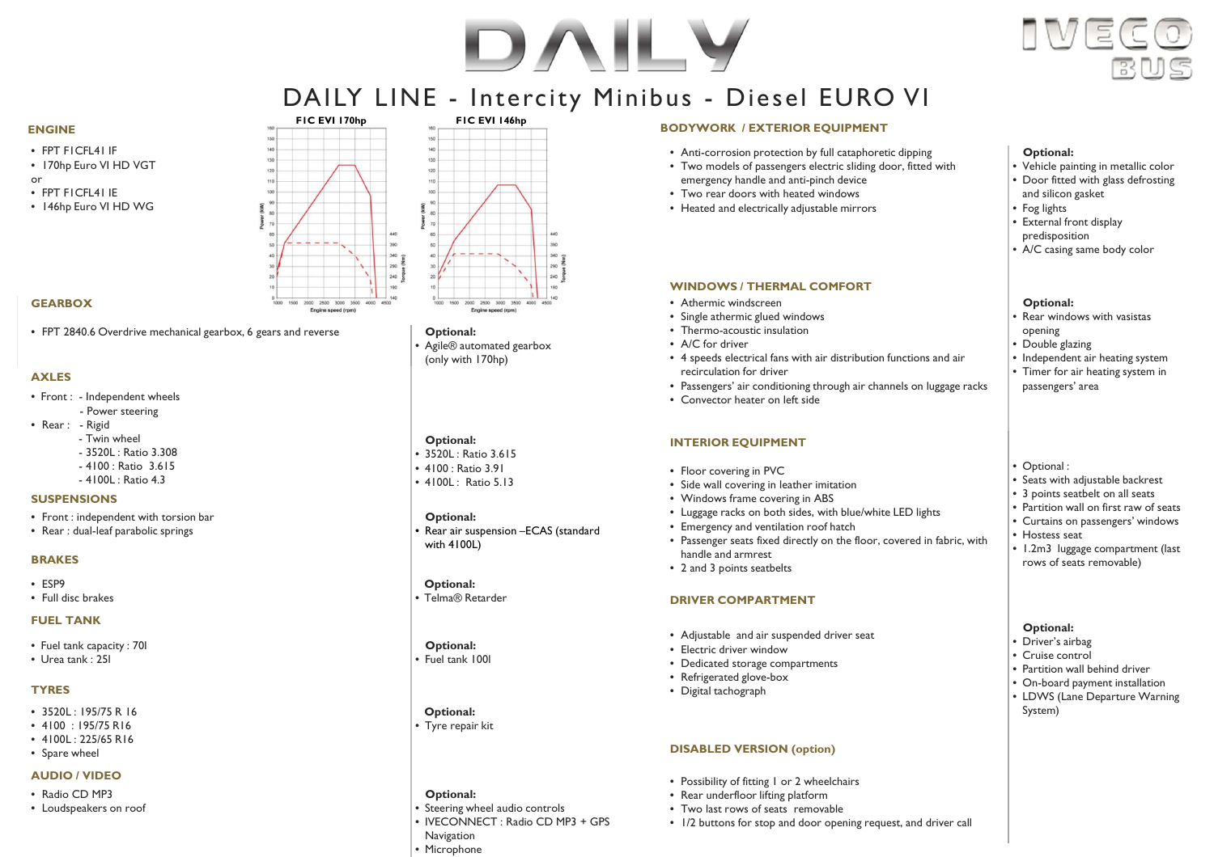# DAILY

# DAILY LINE - Intercity Minibus - Diesel EURO VI

## ENGINE

- FPT F1CFL41 IF
- 170hp Euro VI HD VGT

or

- FPT F1CFL41 IE
- 146hp Euro VI HD WG

F1C EVI 170hp

F1C EVI 146hp

Power (kW)

Torque (Nm)

Engine speed (rpm)

## GEARBOX

- FPT 2840.6 Overdrive mechanical gearbox, 6 gears and reverse

**Optional:**
- Agile® automated gearbox (only with 170hp)

## AXLES

- Front : - Independent wheels
  - Power steering
- Rear : - Rigid
  - Twin wheel
  - 3520L : Ratio 3.308
  - 4100 : Ratio 3.615
  - 4100L : Ratio 4.3

**Optional:**
- 3520L : Ratio 3.615
- 4100 : Ratio 3.91
- 4100L : Ratio 5.13

## SUSPENSIONS

- Front : independent with torsion bar
- Rear : dual-leaf parabolic springs

**Optional:**
- Rear air suspension –ECAS (standard with 4100L)

## BRAKES

- ESP9
- Full disc brakes

**Optional:**
- Telma® Retarder

## FUEL TANK

- Fuel tank capacity : 70l
- Urea tank : 25l

**Optional:**
- Fuel tank 100l

## TYRES

- 3520L : 195/75 R 16
- 4100 : 195/75 R16
- 4100L : 225/65 R16
- Spare wheel

**Optional:**
- Tyre repair kit

## AUDIO / VIDEO

- Radio CD MP3
- Loudspeakers on roof

**Optional:**
- Steering wheel audio controls
- IVECONNECT : Radio CD MP3 + GPS Navigation
- Microphone

## BODYWORK / EXTERIOR EQUIPMENT

- Anti-corrosion protection by full cataphoretic dipping
- Two models of passengers electric sliding door, fitted with emergency handle and anti-pinch device
- Two rear doors with heated windows
- Heated and electrically adjustable mirrors

**Optional:**
- Vehicle painting in metallic color
- Door fitted with glass defrosting and silicon gasket
- Fog lights
- External front display predisposition
- A/C casing same body color

## WINDOWS / THERMAL COMFORT

- Athermic windscreen
- Single athermic glued windows
- Thermo-acoustic insulation
- A/C for driver
- 4 speeds electrical fans with air distribution functions and air recirculation for driver
- Passengers' air conditioning through air channels on luggage racks
- Convector heater on left side

**Optional:**
- Rear windows with vasistas opening
- Double glazing
- Independent air heating system
- Timer for air heating system in passengers' area

## INTERIOR EQUIPMENT

- Floor covering in PVC
- Side wall covering in leather imitation
- Windows frame covering in ABS
- Luggage racks on both sides, with blue/white LED lights
- Emergency and ventilation roof hatch
- Passenger seats fixed directly on the floor, covered in fabric, with handle and armrest
- 2 and 3 points seatbelts

- Optional :
- Seats with adjustable backrest
- 3 points seatbelt on all seats
- Partition wall on first raw of seats
- Curtains on passengers' windows
- Hostess seat
- 1.2m3 luggage compartment (last rows of seats removable)

## DRIVER COMPARTMENT

- Adjustable and air suspended driver seat
- Electric driver window
- Dedicated storage compartments
- Refrigerated glove-box
- Digital tachograph

**Optional:**
- Driver's airbag
- Cruise control
- Partition wall behind driver
- On-board payment installation
- LDWS (Lane Departure Warning System)

## DISABLED VERSION (option)

- Possibility of fitting 1 or 2 wheelchairs
- Rear underfloor lifting platform
- Two last rows of seats removable
- 1/2 buttons for stop and door opening request, and driver call